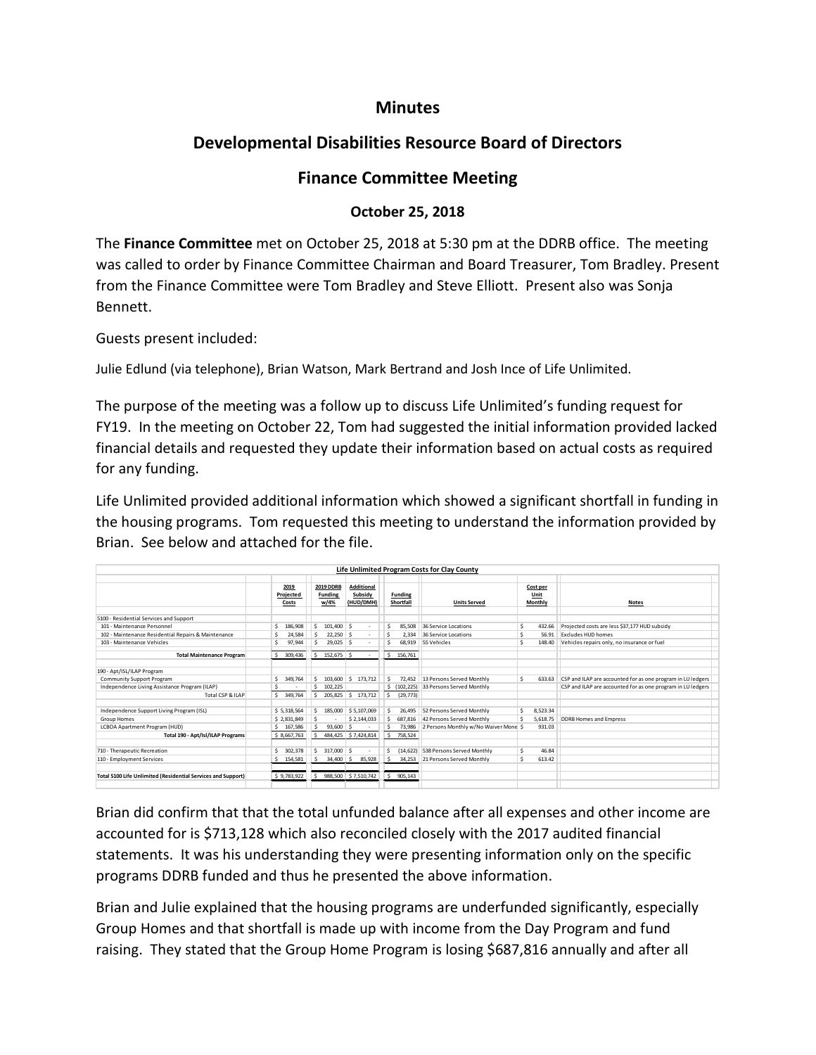# Minutes

## Developmental Disabilities Resource Board of Directors

## Finance Committee Meeting

### October 25, 2018

The **Finance Committee** met on October 25, 2018 at 5:30 pm at the DDRB office. The meeting was called to order by Finance Committee Chairman and Board Treasurer, Tom Bradley. Present from the Finance Committee were Tom Bradley and Steve Elliott. Present also was Sonja Bennett.

Guests present included:

Julie Edlund (via telephone), Brian Watson, Mark Bertrand and Josh Ince of Life Unlimited.

The purpose of the meeting was a follow up to discuss Life Unlimited's funding request for FY19. In the meeting on October 22, Tom had suggested the initial information provided lacked financial details and requested they update their information based on actual costs as required for any funding.

Life Unlimited provided additional information which showed a significant shortfall in funding in the housing programs. Tom requested this meeting to understand the information provided by Brian. See below and attached for the file.

**Life Unlimited Program Costs for Clay County**

| | 2019 Projected Costs | 2019 DDRB Funding w/4% | Additional Subsidy (HUD/DMH) | Funding Shortfall | Units Served | Cost per Unit Monthly | Notes |
|---|---|---|---|---|---|---|---|
| 5100 - Residential Services and Support | | | | | | | |
| 101 - Maintenance Personnel | $ 186,908 | $ 101,400 | $ - | $ 85,508 | 36 Service Locations | $ 432.66 | Projected costs are less $37,177 HUD subsidy |
| 102 - Maintenance Residential Repairs & Maintenance | $ 24,584 | $ 22,250 | $ - | $ 2,334 | 36 Service Locations | $ 56.91 | Excludes HUD homes |
| 103 - Maintenance Vehicles | $ 97,944 | $ 29,025 | $ - | $ 68,919 | 55 Vehicles | $ 148.40 | Vehicles repairs only, no insurance or fuel |
| **Total Maintenance Program** | $ 309,436 | $ 152,675 | $ - | $ 156,761 | | | |
| 190 - Apt/ISL/ILAP Program | | | | | | | |
| Community Support Program | $ 349,764 | $ 103,600 | $ 173,712 | $ 72,452 | 13 Persons Served Monthly | $ 633.63 | CSP and ILAP are accounted for as one program in LU ledgers |
| Independence Living Assistance Program (ILAP) | $ - | $ 102,225 | | $ (102,225) | 33 Persons Served Monthly | | CSP and ILAP are accounted for as one program in LU ledgers |
| Total CSP & ILAP | $ 349,764 | $ 205,825 | $ 173,712 | $ (29,773) | | | |
| Independence Support Living Program (ISL) | $ 5,318,564 | $ 185,000 | $ 5,107,069 | $ 26,495 | 52 Persons Served Monthly | $ 8,523.34 | |
| Group Homes | $ 2,831,849 | $ - | $ 2,144,033 | $ 687,816 | 42 Persons Served Monthly | $ 5,618.75 | DDRB Homes and Empress |
| LCBOA Apartment Program (HUD) | $ 167,586 | $ 93,600 | $ - | $ 73,986 | 2 Persons Monthly w/No Waiver Mone | $ 931.03 | |
| **Total 190 - Apt/Isl/ILAP Programs** | $ 8,667,763 | $ 484,425 | $ 7,424,814 | $ 758,524 | | | |
| 710 - Therapeutic Recreation | $ 302,378 | $ 317,000 | $ - | $ (14,622) | 538 Persons Served Monthly | $ 46.84 | |
| 110 - Employment Services | $ 154,581 | $ 34,400 | $ 85,928 | $ 34,253 | 21 Persons Served Monthly | $ 613.42 | |
| **Total 5100 Life Unlimited (Residential Services and Support)** | $ 9,783,922 | $ 988,500 | $ 7,510,742 | $ 905,143 | | | |

Brian did confirm that that the total unfunded balance after all expenses and other income are accounted for is $713,128 which also reconciled closely with the 2017 audited financial statements. It was his understanding they were presenting information only on the specific programs DDRB funded and thus he presented the above information.

Brian and Julie explained that the housing programs are underfunded significantly, especially Group Homes and that shortfall is made up with income from the Day Program and fund raising. They stated that the Group Home Program is losing $687,816 annually and after all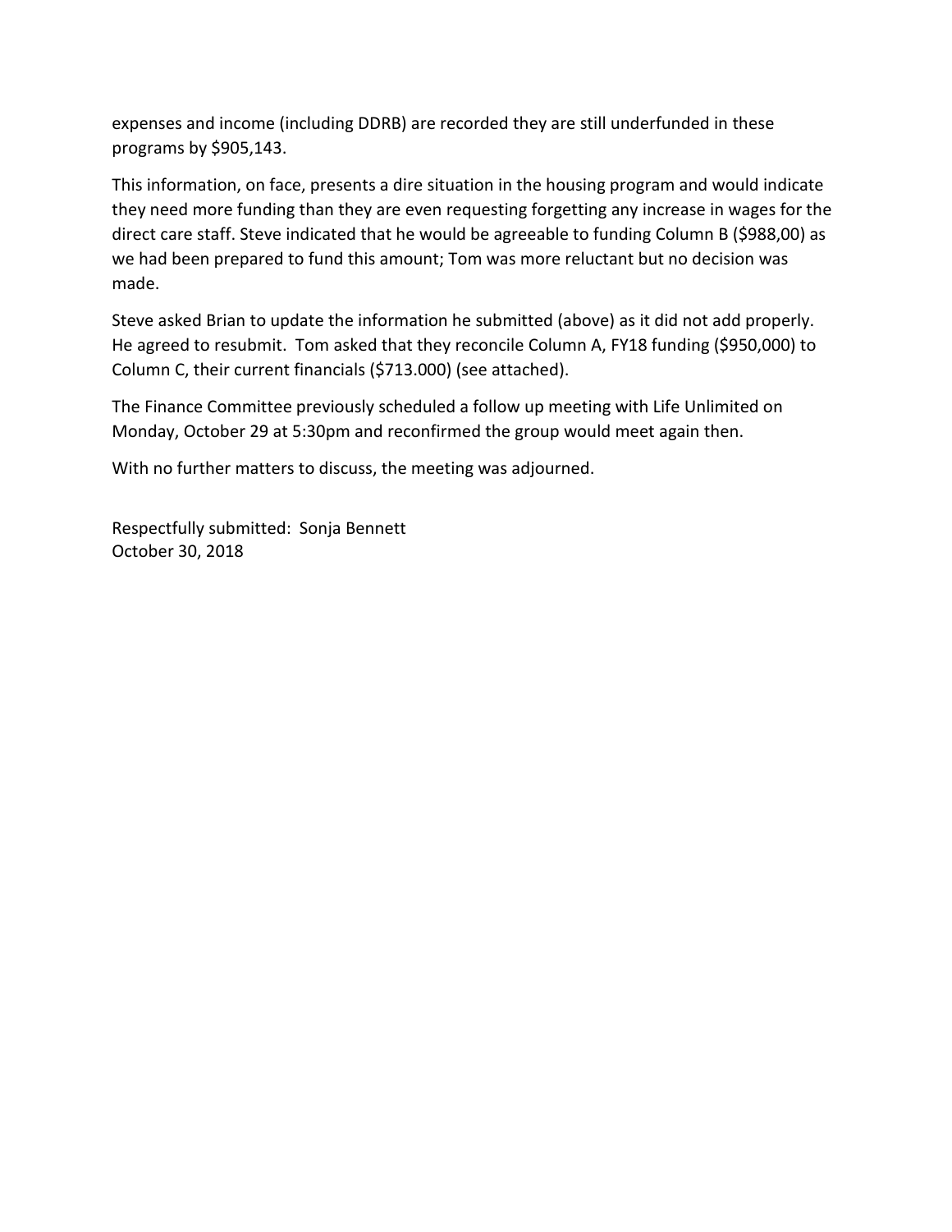expenses and income (including DDRB) are recorded they are still underfunded in these programs by $905,143.

This information, on face, presents a dire situation in the housing program and would indicate they need more funding than they are even requesting forgetting any increase in wages for the direct care staff. Steve indicated that he would be agreeable to funding Column B ($988,00) as we had been prepared to fund this amount; Tom was more reluctant but no decision was made.

Steve asked Brian to update the information he submitted (above) as it did not add properly. He agreed to resubmit. Tom asked that they reconcile Column A, FY18 funding ($950,000) to Column C, their current financials ($713.000) (see attached).

The Finance Committee previously scheduled a follow up meeting with Life Unlimited on Monday, October 29 at 5:30pm and reconfirmed the group would meet again then.

With no further matters to discuss, the meeting was adjourned.

Respectfully submitted: Sonja Bennett
October 30, 2018